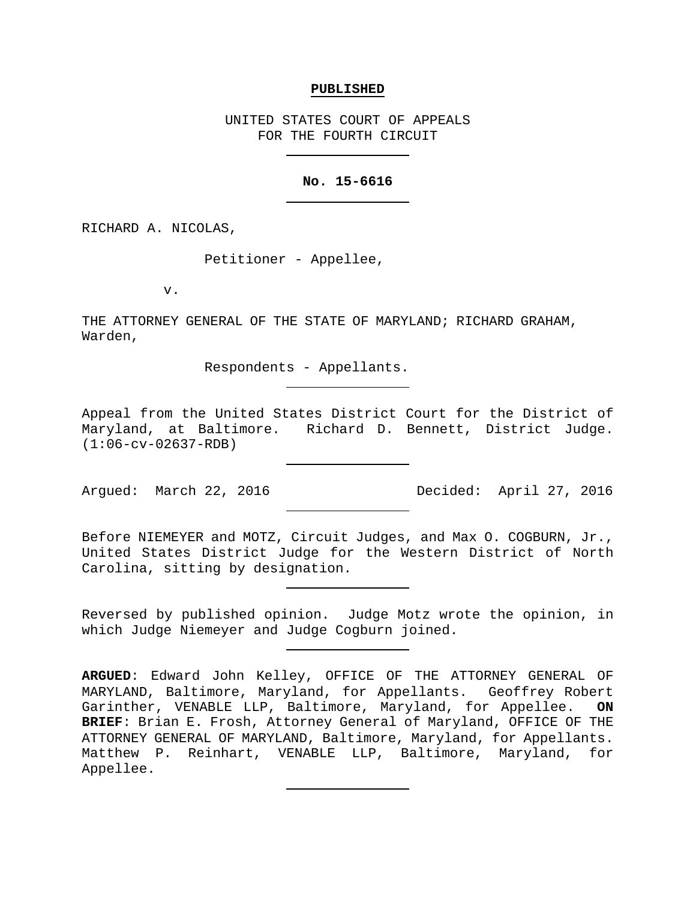**PUBLISHED**

UNITED STATES COURT OF APPEALS
FOR THE FOURTH CIRCUIT

---

**No. 15-6616**

---

RICHARD A. NICOLAS,

Petitioner - Appellee,

v.

THE ATTORNEY GENERAL OF THE STATE OF MARYLAND; RICHARD GRAHAM, Warden,

Respondents - Appellants.

---

Appeal from the United States District Court for the District of Maryland, at Baltimore. Richard D. Bennett, District Judge. (1:06-cv-02637-RDB)

---

Argued: March 22, 2016 Decided: April 27, 2016

---

Before NIEMEYER and MOTZ, Circuit Judges, and Max O. COGBURN, Jr., United States District Judge for the Western District of North Carolina, sitting by designation.

---

Reversed by published opinion. Judge Motz wrote the opinion, in which Judge Niemeyer and Judge Cogburn joined.

---

**ARGUED**: Edward John Kelley, OFFICE OF THE ATTORNEY GENERAL OF MARYLAND, Baltimore, Maryland, for Appellants. Geoffrey Robert Garinther, VENABLE LLP, Baltimore, Maryland, for Appellee. **ON BRIEF**: Brian E. Frosh, Attorney General of Maryland, OFFICE OF THE ATTORNEY GENERAL OF MARYLAND, Baltimore, Maryland, for Appellants. Matthew P. Reinhart, VENABLE LLP, Baltimore, Maryland, for Appellee.

---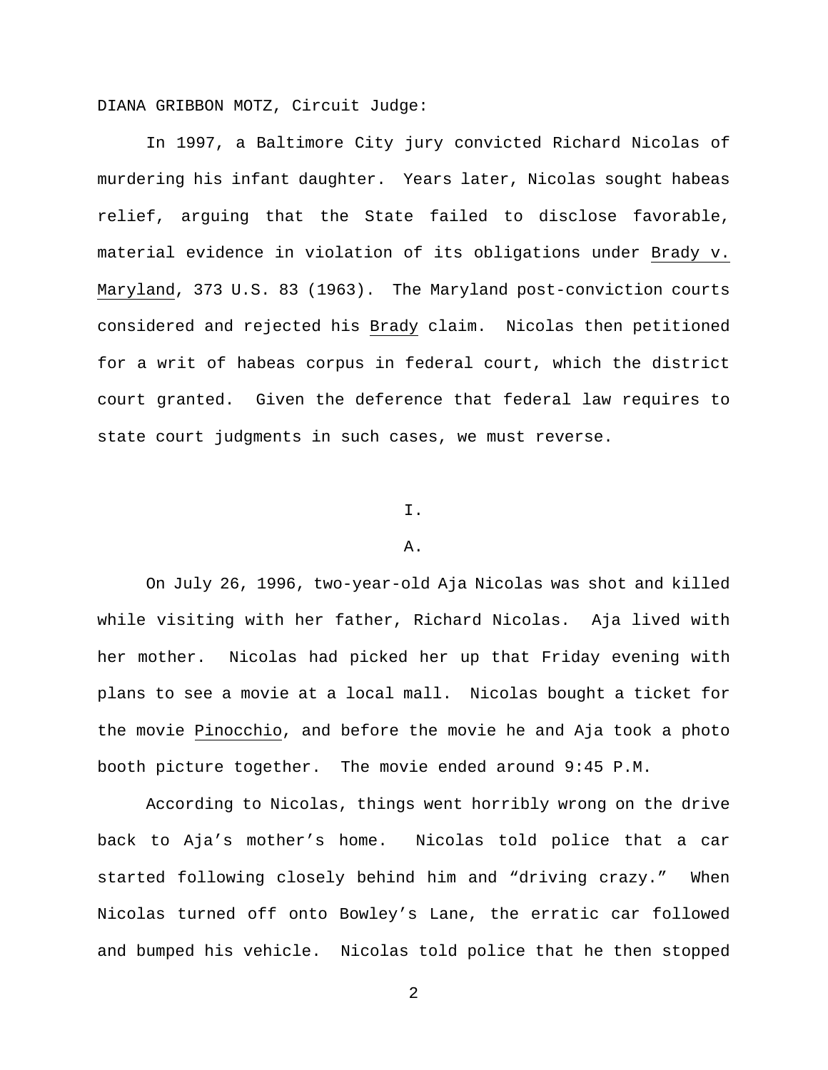DIANA GRIBBON MOTZ, Circuit Judge:

In 1997, a Baltimore City jury convicted Richard Nicolas of murdering his infant daughter. Years later, Nicolas sought habeas relief, arguing that the State failed to disclose favorable, material evidence in violation of its obligations under Brady v. Maryland, 373 U.S. 83 (1963). The Maryland post-conviction courts considered and rejected his Brady claim. Nicolas then petitioned for a writ of habeas corpus in federal court, which the district court granted. Given the deference that federal law requires to state court judgments in such cases, we must reverse.

I.

A.

On July 26, 1996, two-year-old Aja Nicolas was shot and killed while visiting with her father, Richard Nicolas. Aja lived with her mother. Nicolas had picked her up that Friday evening with plans to see a movie at a local mall. Nicolas bought a ticket for the movie Pinocchio, and before the movie he and Aja took a photo booth picture together. The movie ended around 9:45 P.M.

According to Nicolas, things went horribly wrong on the drive back to Aja's mother's home. Nicolas told police that a car started following closely behind him and "driving crazy." When Nicolas turned off onto Bowley's Lane, the erratic car followed and bumped his vehicle. Nicolas told police that he then stopped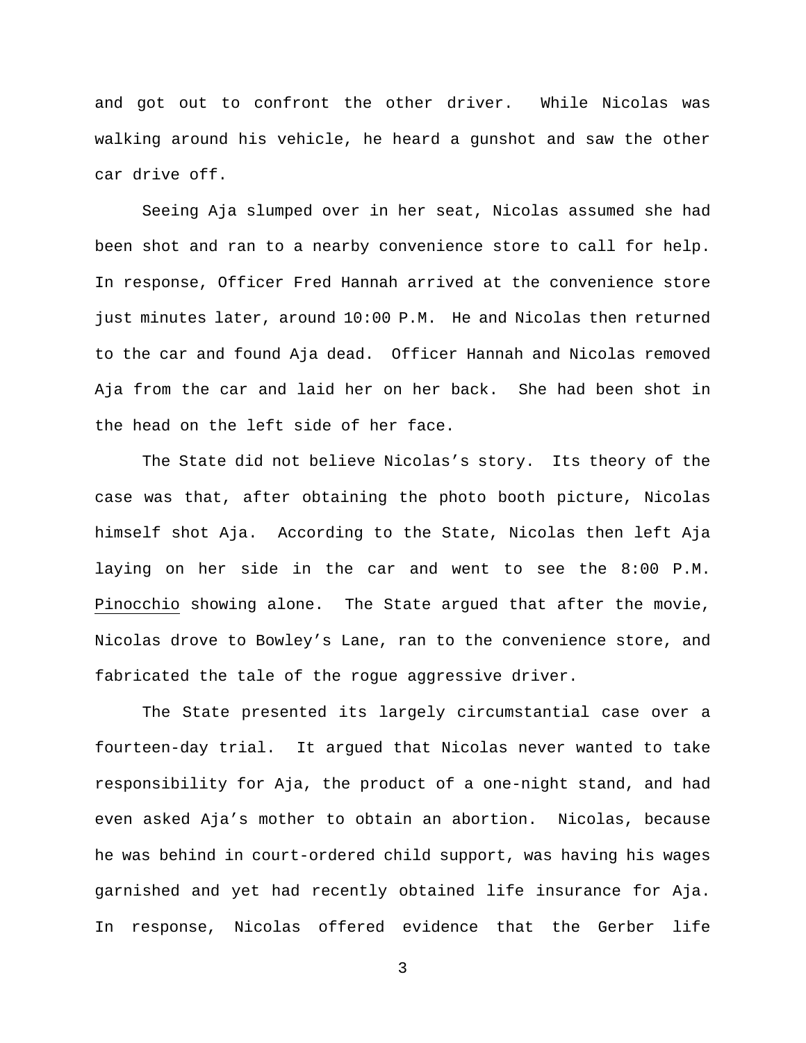and got out to confront the other driver. While Nicolas was walking around his vehicle, he heard a gunshot and saw the other car drive off.

Seeing Aja slumped over in her seat, Nicolas assumed she had been shot and ran to a nearby convenience store to call for help. In response, Officer Fred Hannah arrived at the convenience store just minutes later, around 10:00 P.M. He and Nicolas then returned to the car and found Aja dead. Officer Hannah and Nicolas removed Aja from the car and laid her on her back. She had been shot in the head on the left side of her face.

The State did not believe Nicolas's story. Its theory of the case was that, after obtaining the photo booth picture, Nicolas himself shot Aja. According to the State, Nicolas then left Aja laying on her side in the car and went to see the 8:00 P.M. Pinocchio showing alone. The State argued that after the movie, Nicolas drove to Bowley's Lane, ran to the convenience store, and fabricated the tale of the rogue aggressive driver.

The State presented its largely circumstantial case over a fourteen-day trial. It argued that Nicolas never wanted to take responsibility for Aja, the product of a one-night stand, and had even asked Aja's mother to obtain an abortion. Nicolas, because he was behind in court-ordered child support, was having his wages garnished and yet had recently obtained life insurance for Aja. In response, Nicolas offered evidence that the Gerber life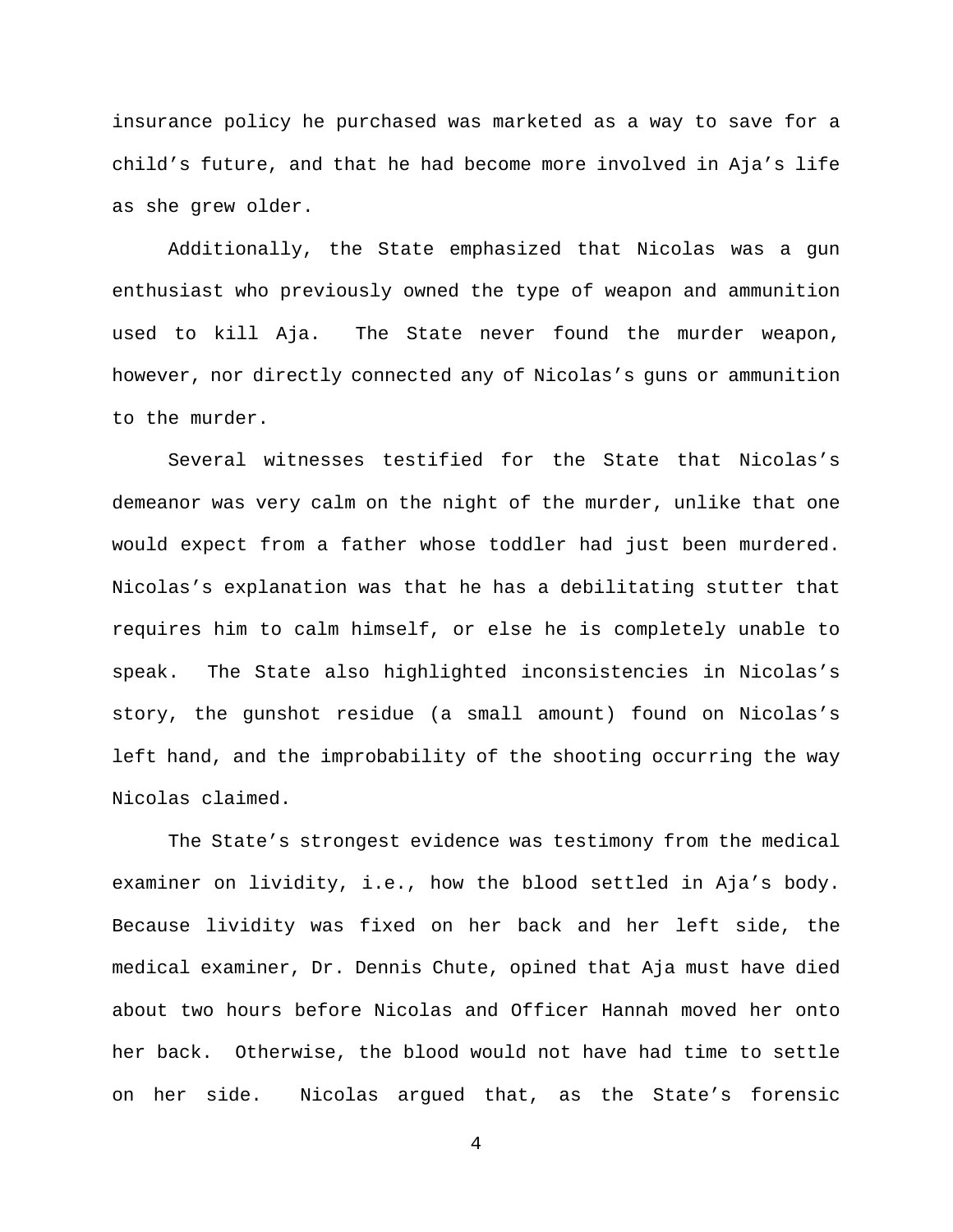insurance policy he purchased was marketed as a way to save for a child's future, and that he had become more involved in Aja's life as she grew older.

Additionally, the State emphasized that Nicolas was a gun enthusiast who previously owned the type of weapon and ammunition used to kill Aja. The State never found the murder weapon, however, nor directly connected any of Nicolas's guns or ammunition to the murder.

Several witnesses testified for the State that Nicolas's demeanor was very calm on the night of the murder, unlike that one would expect from a father whose toddler had just been murdered. Nicolas's explanation was that he has a debilitating stutter that requires him to calm himself, or else he is completely unable to speak. The State also highlighted inconsistencies in Nicolas's story, the gunshot residue (a small amount) found on Nicolas's left hand, and the improbability of the shooting occurring the way Nicolas claimed.

The State's strongest evidence was testimony from the medical examiner on lividity, i.e., how the blood settled in Aja's body. Because lividity was fixed on her back and her left side, the medical examiner, Dr. Dennis Chute, opined that Aja must have died about two hours before Nicolas and Officer Hannah moved her onto her back. Otherwise, the blood would not have had time to settle on her side. Nicolas argued that, as the State's forensic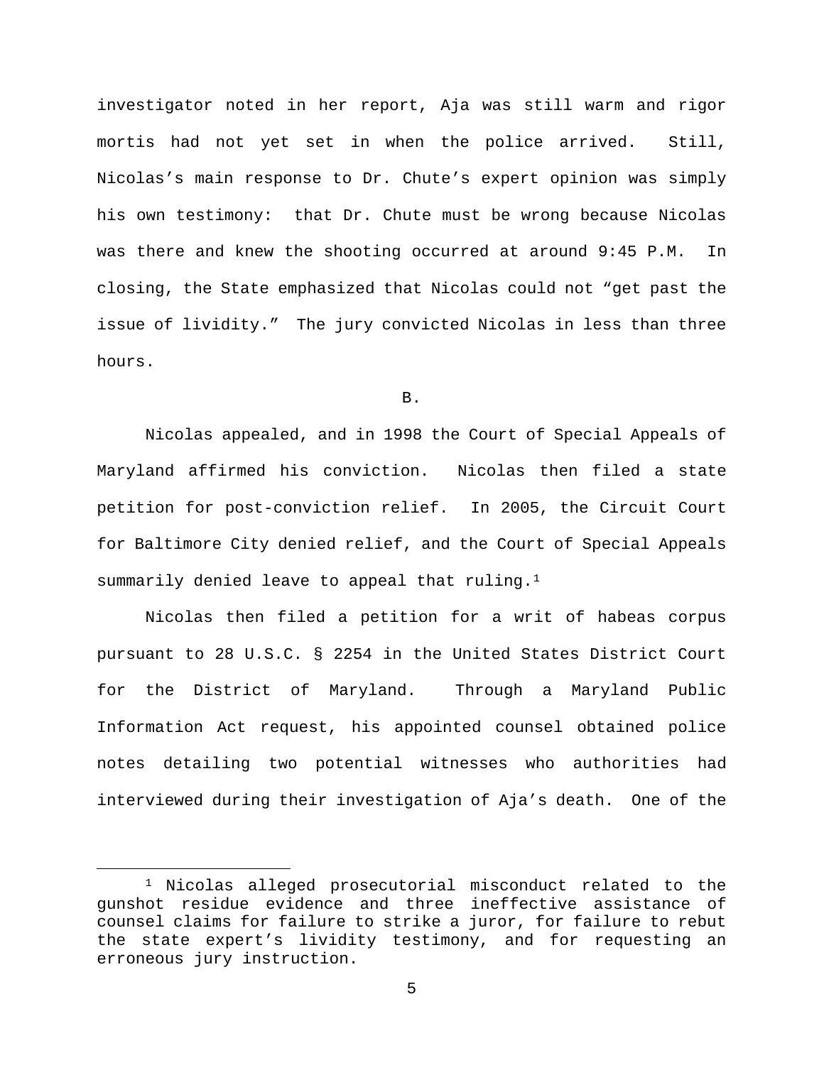investigator noted in her report, Aja was still warm and rigor mortis had not yet set in when the police arrived. Still, Nicolas's main response to Dr. Chute's expert opinion was simply his own testimony: that Dr. Chute must be wrong because Nicolas was there and knew the shooting occurred at around 9:45 P.M. In closing, the State emphasized that Nicolas could not "get past the issue of lividity." The jury convicted Nicolas in less than three hours.

B.

Nicolas appealed, and in 1998 the Court of Special Appeals of Maryland affirmed his conviction. Nicolas then filed a state petition for post-conviction relief. In 2005, the Circuit Court for Baltimore City denied relief, and the Court of Special Appeals summarily denied leave to appeal that ruling.[1]

Nicolas then filed a petition for a writ of habeas corpus pursuant to 28 U.S.C. § 2254 in the United States District Court for the District of Maryland. Through a Maryland Public Information Act request, his appointed counsel obtained police notes detailing two potential witnesses who authorities had interviewed during their investigation of Aja's death. One of the

[1] Nicolas alleged prosecutorial misconduct related to the gunshot residue evidence and three ineffective assistance of counsel claims for failure to strike a juror, for failure to rebut the state expert's lividity testimony, and for requesting an erroneous jury instruction.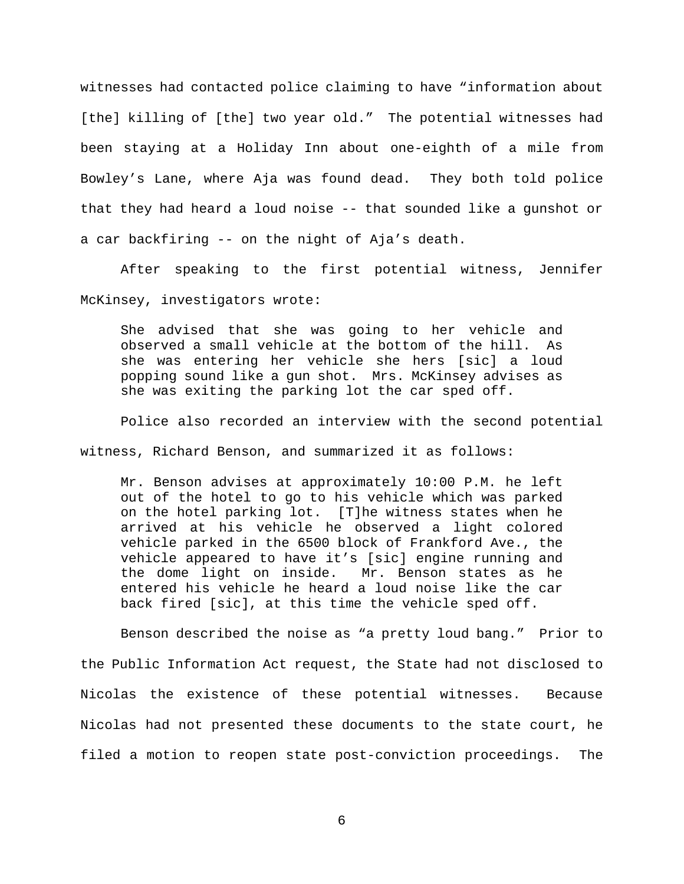witnesses had contacted police claiming to have "information about [the] killing of [the] two year old." The potential witnesses had been staying at a Holiday Inn about one-eighth of a mile from Bowley's Lane, where Aja was found dead. They both told police that they had heard a loud noise -- that sounded like a gunshot or a car backfiring -- on the night of Aja's death.

After speaking to the first potential witness, Jennifer McKinsey, investigators wrote:

> She advised that she was going to her vehicle and observed a small vehicle at the bottom of the hill. As she was entering her vehicle she hers [sic] a loud popping sound like a gun shot. Mrs. McKinsey advises as she was exiting the parking lot the car sped off.

Police also recorded an interview with the second potential witness, Richard Benson, and summarized it as follows:

> Mr. Benson advises at approximately 10:00 P.M. he left out of the hotel to go to his vehicle which was parked on the hotel parking lot. [T]he witness states when he arrived at his vehicle he observed a light colored vehicle parked in the 6500 block of Frankford Ave., the vehicle appeared to have it's [sic] engine running and the dome light on inside. Mr. Benson states as he entered his vehicle he heard a loud noise like the car back fired [sic], at this time the vehicle sped off.

Benson described the noise as "a pretty loud bang." Prior to the Public Information Act request, the State had not disclosed to Nicolas the existence of these potential witnesses. Because Nicolas had not presented these documents to the state court, he filed a motion to reopen state post-conviction proceedings. The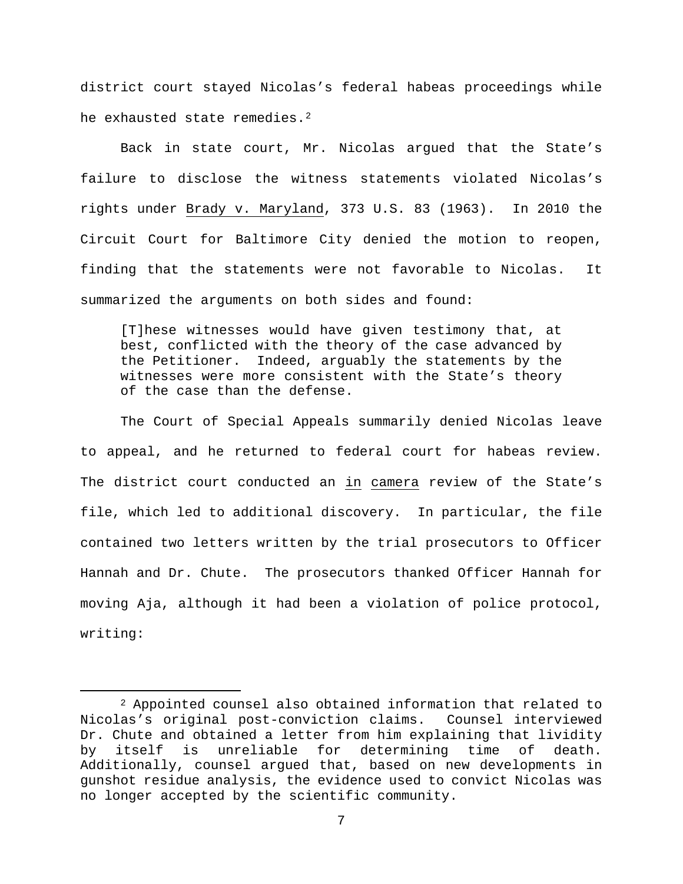district court stayed Nicolas's federal habeas proceedings while he exhausted state remedies.[2]

Back in state court, Mr. Nicolas argued that the State's failure to disclose the witness statements violated Nicolas's rights under Brady v. Maryland, 373 U.S. 83 (1963). In 2010 the Circuit Court for Baltimore City denied the motion to reopen, finding that the statements were not favorable to Nicolas. It summarized the arguments on both sides and found:

> [T]hese witnesses would have given testimony that, at best, conflicted with the theory of the case advanced by the Petitioner. Indeed, arguably the statements by the witnesses were more consistent with the State's theory of the case than the defense.

The Court of Special Appeals summarily denied Nicolas leave to appeal, and he returned to federal court for habeas review. The district court conducted an in camera review of the State's file, which led to additional discovery. In particular, the file contained two letters written by the trial prosecutors to Officer Hannah and Dr. Chute. The prosecutors thanked Officer Hannah for moving Aja, although it had been a violation of police protocol, writing:

---

[2] Appointed counsel also obtained information that related to Nicolas's original post-conviction claims. Counsel interviewed Dr. Chute and obtained a letter from him explaining that lividity by itself is unreliable for determining time of death. Additionally, counsel argued that, based on new developments in gunshot residue analysis, the evidence used to convict Nicolas was no longer accepted by the scientific community.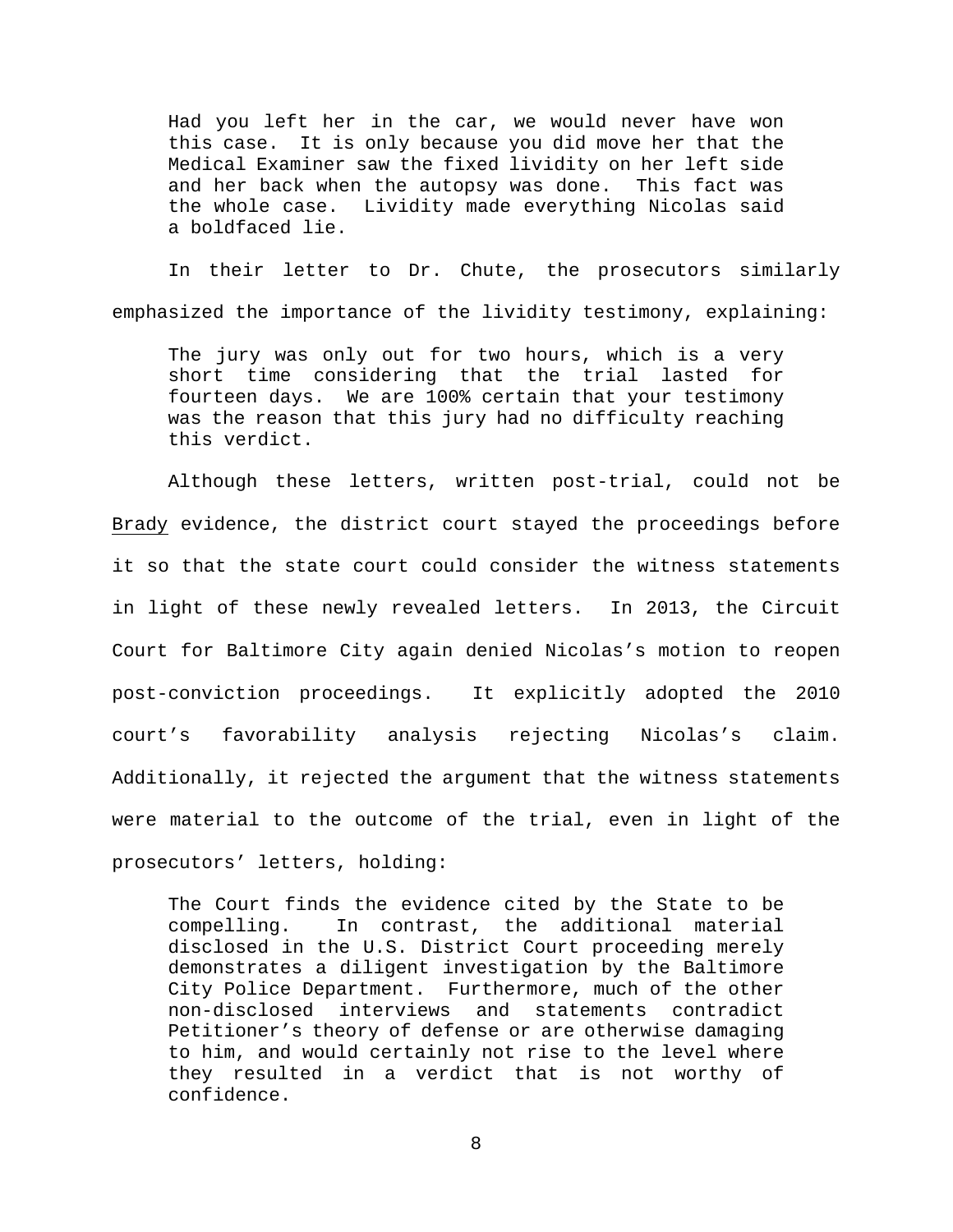> Had you left her in the car, we would never have won this case. It is only because you did move her that the Medical Examiner saw the fixed lividity on her left side and her back when the autopsy was done. This fact was the whole case. Lividity made everything Nicolas said a boldfaced lie.

In their letter to Dr. Chute, the prosecutors similarly emphasized the importance of the lividity testimony, explaining:

> The jury was only out for two hours, which is a very short time considering that the trial lasted for fourteen days. We are 100% certain that your testimony was the reason that this jury had no difficulty reaching this verdict.

Although these letters, written post-trial, could not be Brady evidence, the district court stayed the proceedings before it so that the state court could consider the witness statements in light of these newly revealed letters. In 2013, the Circuit Court for Baltimore City again denied Nicolas's motion to reopen post-conviction proceedings. It explicitly adopted the 2010 court's favorability analysis rejecting Nicolas's claim. Additionally, it rejected the argument that the witness statements were material to the outcome of the trial, even in light of the prosecutors' letters, holding:

> The Court finds the evidence cited by the State to be compelling. In contrast, the additional material disclosed in the U.S. District Court proceeding merely demonstrates a diligent investigation by the Baltimore City Police Department. Furthermore, much of the other non-disclosed interviews and statements contradict Petitioner's theory of defense or are otherwise damaging to him, and would certainly not rise to the level where they resulted in a verdict that is not worthy of confidence.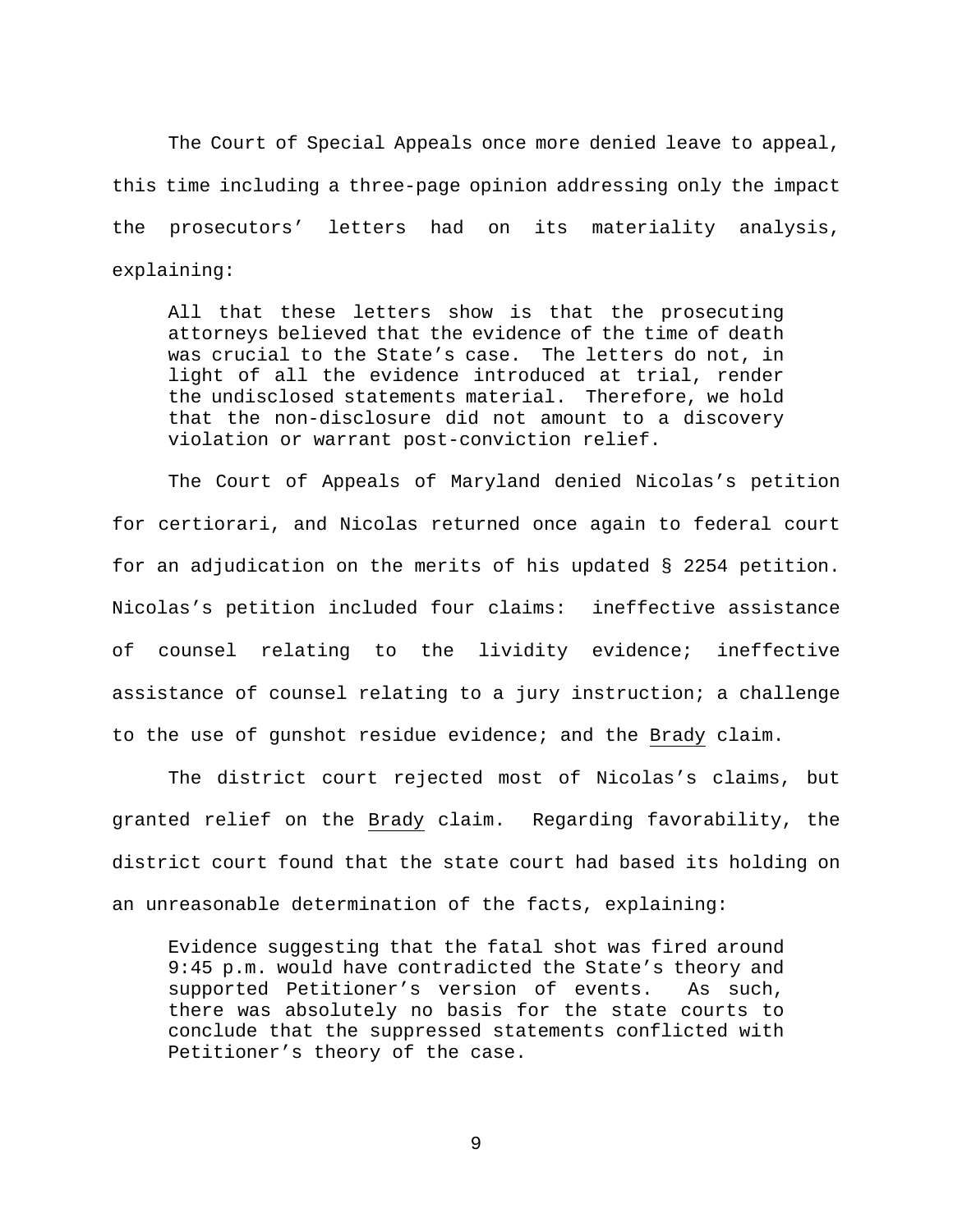The Court of Special Appeals once more denied leave to appeal, this time including a three-page opinion addressing only the impact the prosecutors' letters had on its materiality analysis, explaining:

> All that these letters show is that the prosecuting attorneys believed that the evidence of the time of death was crucial to the State's case. The letters do not, in light of all the evidence introduced at trial, render the undisclosed statements material. Therefore, we hold that the non-disclosure did not amount to a discovery violation or warrant post-conviction relief.

The Court of Appeals of Maryland denied Nicolas's petition for certiorari, and Nicolas returned once again to federal court for an adjudication on the merits of his updated § 2254 petition. Nicolas's petition included four claims: ineffective assistance of counsel relating to the lividity evidence; ineffective assistance of counsel relating to a jury instruction; a challenge to the use of gunshot residue evidence; and the Brady claim.

The district court rejected most of Nicolas's claims, but granted relief on the Brady claim. Regarding favorability, the district court found that the state court had based its holding on an unreasonable determination of the facts, explaining:

> Evidence suggesting that the fatal shot was fired around 9:45 p.m. would have contradicted the State's theory and supported Petitioner's version of events. As such, there was absolutely no basis for the state courts to conclude that the suppressed statements conflicted with Petitioner's theory of the case.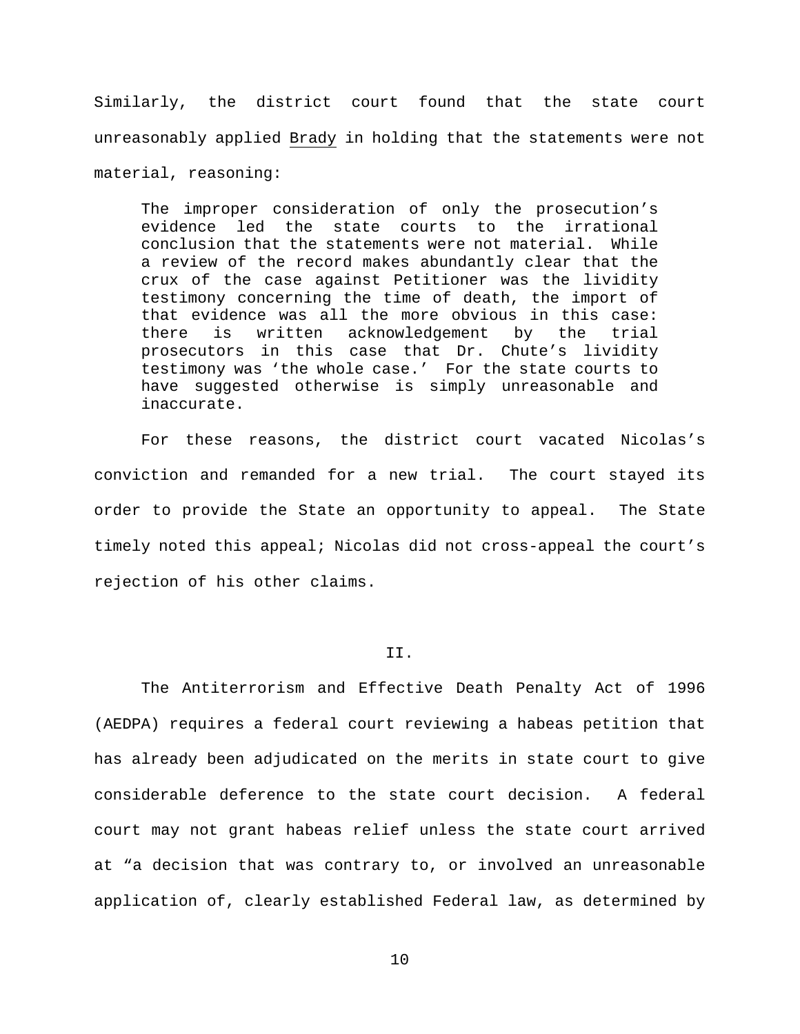Similarly, the district court found that the state court unreasonably applied Brady in holding that the statements were not material, reasoning:

> The improper consideration of only the prosecution's evidence led the state courts to the irrational conclusion that the statements were not material. While a review of the record makes abundantly clear that the crux of the case against Petitioner was the lividity testimony concerning the time of death, the import of that evidence was all the more obvious in this case: there is written acknowledgement by the trial prosecutors in this case that Dr. Chute's lividity testimony was 'the whole case.' For the state courts to have suggested otherwise is simply unreasonable and inaccurate.

For these reasons, the district court vacated Nicolas's conviction and remanded for a new trial. The court stayed its order to provide the State an opportunity to appeal. The State timely noted this appeal; Nicolas did not cross-appeal the court's rejection of his other claims.

## II.

The Antiterrorism and Effective Death Penalty Act of 1996 (AEDPA) requires a federal court reviewing a habeas petition that has already been adjudicated on the merits in state court to give considerable deference to the state court decision. A federal court may not grant habeas relief unless the state court arrived at "a decision that was contrary to, or involved an unreasonable application of, clearly established Federal law, as determined by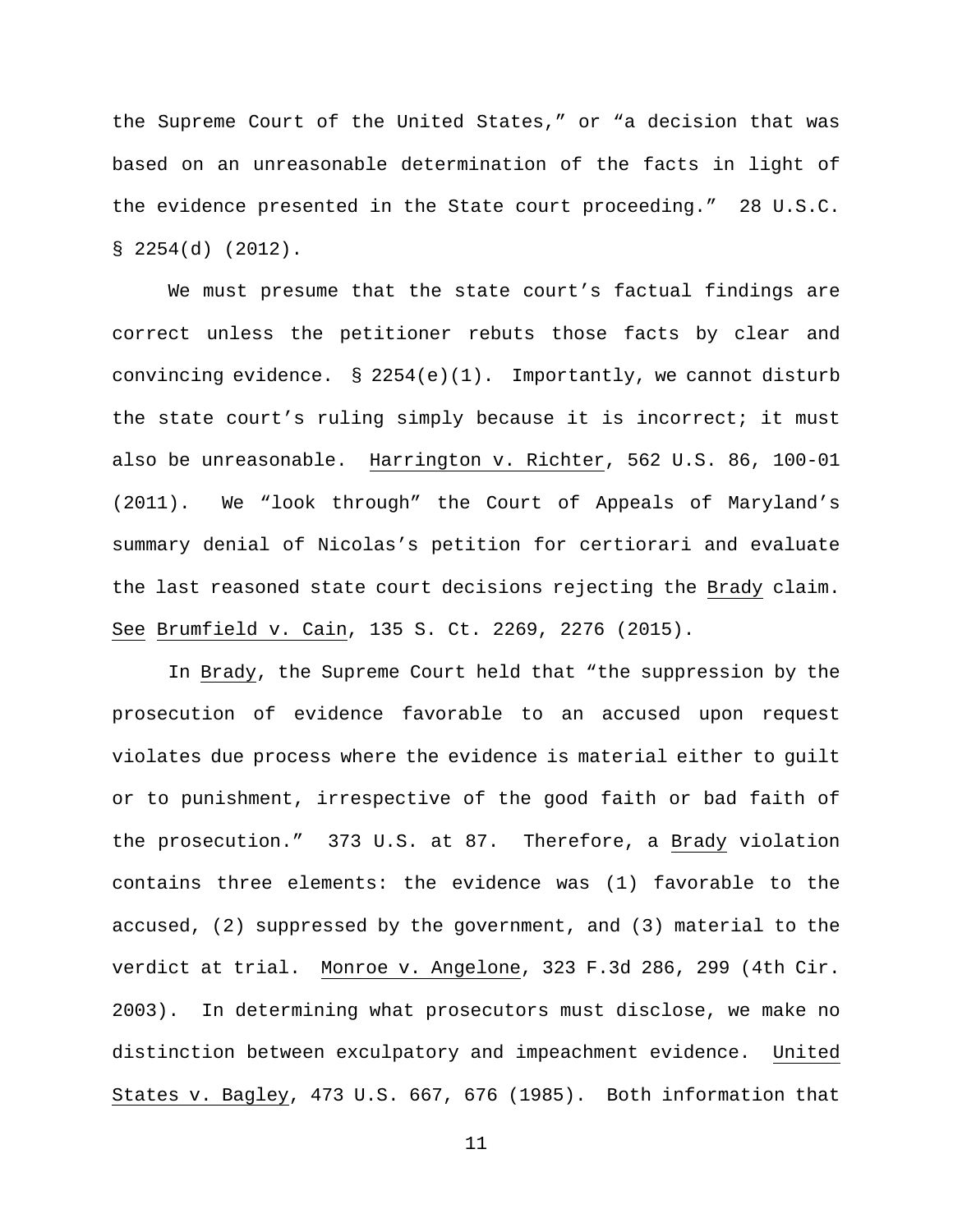the Supreme Court of the United States," or "a decision that was based on an unreasonable determination of the facts in light of the evidence presented in the State court proceeding." 28 U.S.C. § 2254(d) (2012).

We must presume that the state court's factual findings are correct unless the petitioner rebuts those facts by clear and convincing evidence. § 2254(e)(1). Importantly, we cannot disturb the state court's ruling simply because it is incorrect; it must also be unreasonable. Harrington v. Richter, 562 U.S. 86, 100-01 (2011). We "look through" the Court of Appeals of Maryland's summary denial of Nicolas's petition for certiorari and evaluate the last reasoned state court decisions rejecting the Brady claim. See Brumfield v. Cain, 135 S. Ct. 2269, 2276 (2015).

In Brady, the Supreme Court held that "the suppression by the prosecution of evidence favorable to an accused upon request violates due process where the evidence is material either to guilt or to punishment, irrespective of the good faith or bad faith of the prosecution." 373 U.S. at 87. Therefore, a Brady violation contains three elements: the evidence was (1) favorable to the accused, (2) suppressed by the government, and (3) material to the verdict at trial. Monroe v. Angelone, 323 F.3d 286, 299 (4th Cir. 2003). In determining what prosecutors must disclose, we make no distinction between exculpatory and impeachment evidence. United States v. Bagley, 473 U.S. 667, 676 (1985). Both information that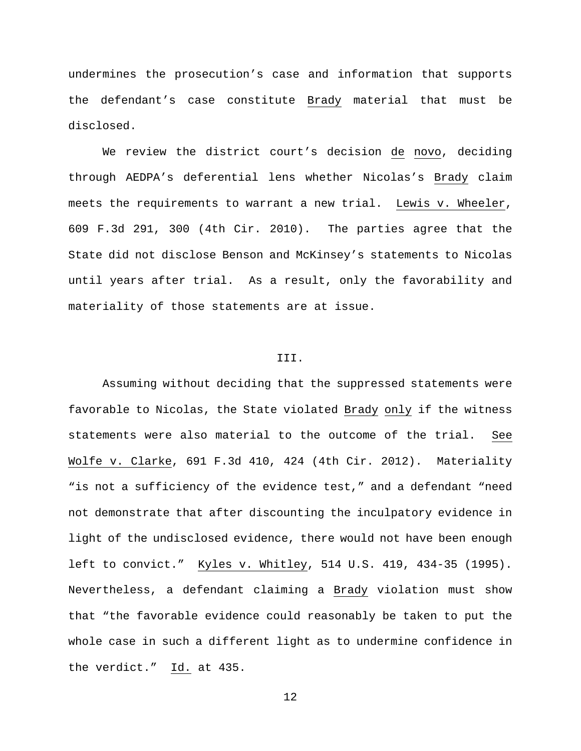undermines the prosecution's case and information that supports the defendant's case constitute Brady material that must be disclosed.

We review the district court's decision de novo, deciding through AEDPA's deferential lens whether Nicolas's Brady claim meets the requirements to warrant a new trial. Lewis v. Wheeler, 609 F.3d 291, 300 (4th Cir. 2010). The parties agree that the State did not disclose Benson and McKinsey's statements to Nicolas until years after trial. As a result, only the favorability and materiality of those statements are at issue.

## III.

Assuming without deciding that the suppressed statements were favorable to Nicolas, the State violated Brady only if the witness statements were also material to the outcome of the trial. See Wolfe v. Clarke, 691 F.3d 410, 424 (4th Cir. 2012). Materiality "is not a sufficiency of the evidence test," and a defendant "need not demonstrate that after discounting the inculpatory evidence in light of the undisclosed evidence, there would not have been enough left to convict." Kyles v. Whitley, 514 U.S. 419, 434-35 (1995). Nevertheless, a defendant claiming a Brady violation must show that "the favorable evidence could reasonably be taken to put the whole case in such a different light as to undermine confidence in the verdict." Id. at 435.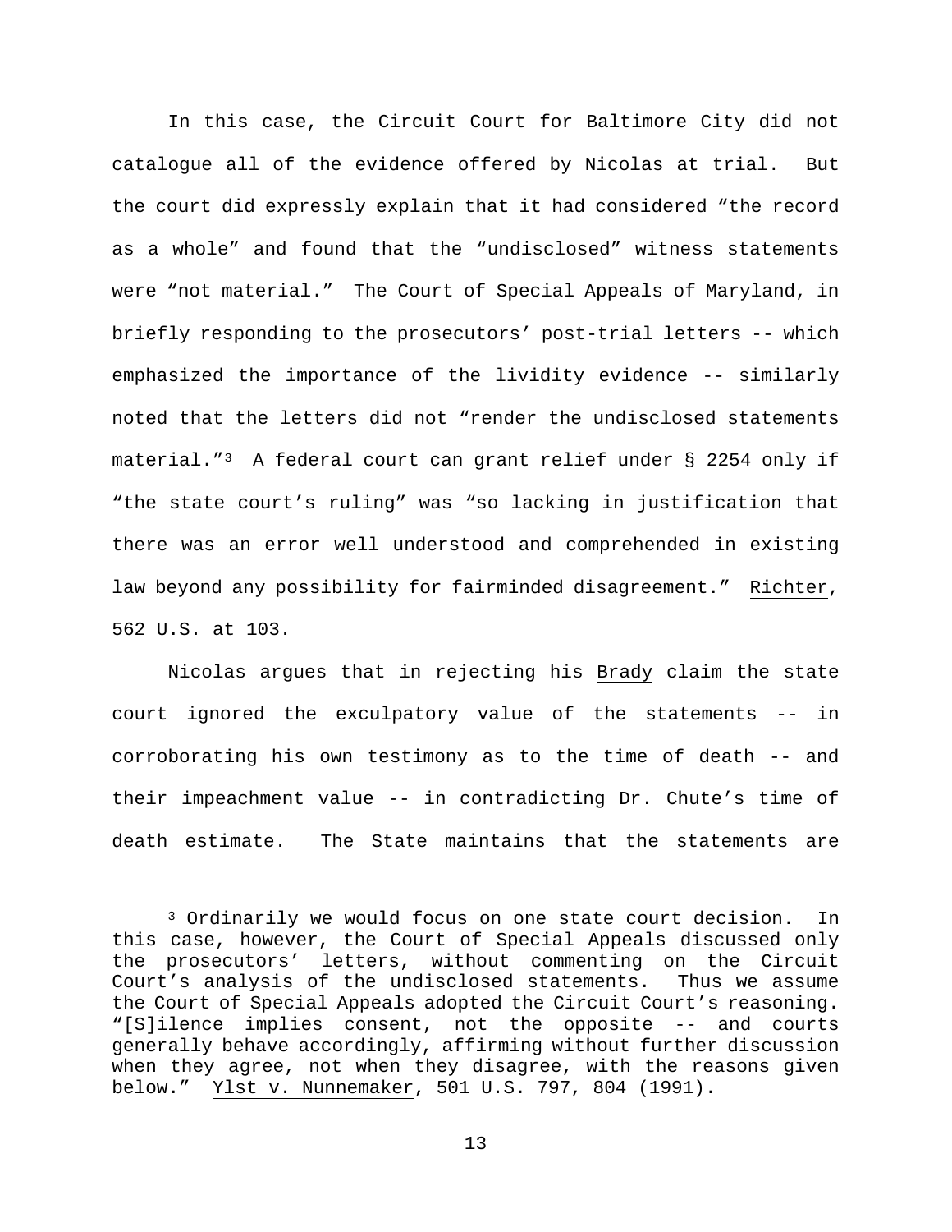In this case, the Circuit Court for Baltimore City did not catalogue all of the evidence offered by Nicolas at trial. But the court did expressly explain that it had considered "the record as a whole" and found that the "undisclosed" witness statements were "not material." The Court of Special Appeals of Maryland, in briefly responding to the prosecutors' post-trial letters -- which emphasized the importance of the lividity evidence -- similarly noted that the letters did not "render the undisclosed statements material."[3] A federal court can grant relief under § 2254 only if "the state court's ruling" was "so lacking in justification that there was an error well understood and comprehended in existing law beyond any possibility for fairminded disagreement." Richter, 562 U.S. at 103.

Nicolas argues that in rejecting his Brady claim the state court ignored the exculpatory value of the statements -- in corroborating his own testimony as to the time of death -- and their impeachment value -- in contradicting Dr. Chute's time of death estimate. The State maintains that the statements are

[3] Ordinarily we would focus on one state court decision. In this case, however, the Court of Special Appeals discussed only the prosecutors' letters, without commenting on the Circuit Court's analysis of the undisclosed statements. Thus we assume the Court of Special Appeals adopted the Circuit Court's reasoning. "[S]ilence implies consent, not the opposite -- and courts generally behave accordingly, affirming without further discussion when they agree, not when they disagree, with the reasons given below." Ylst v. Nunnemaker, 501 U.S. 797, 804 (1991).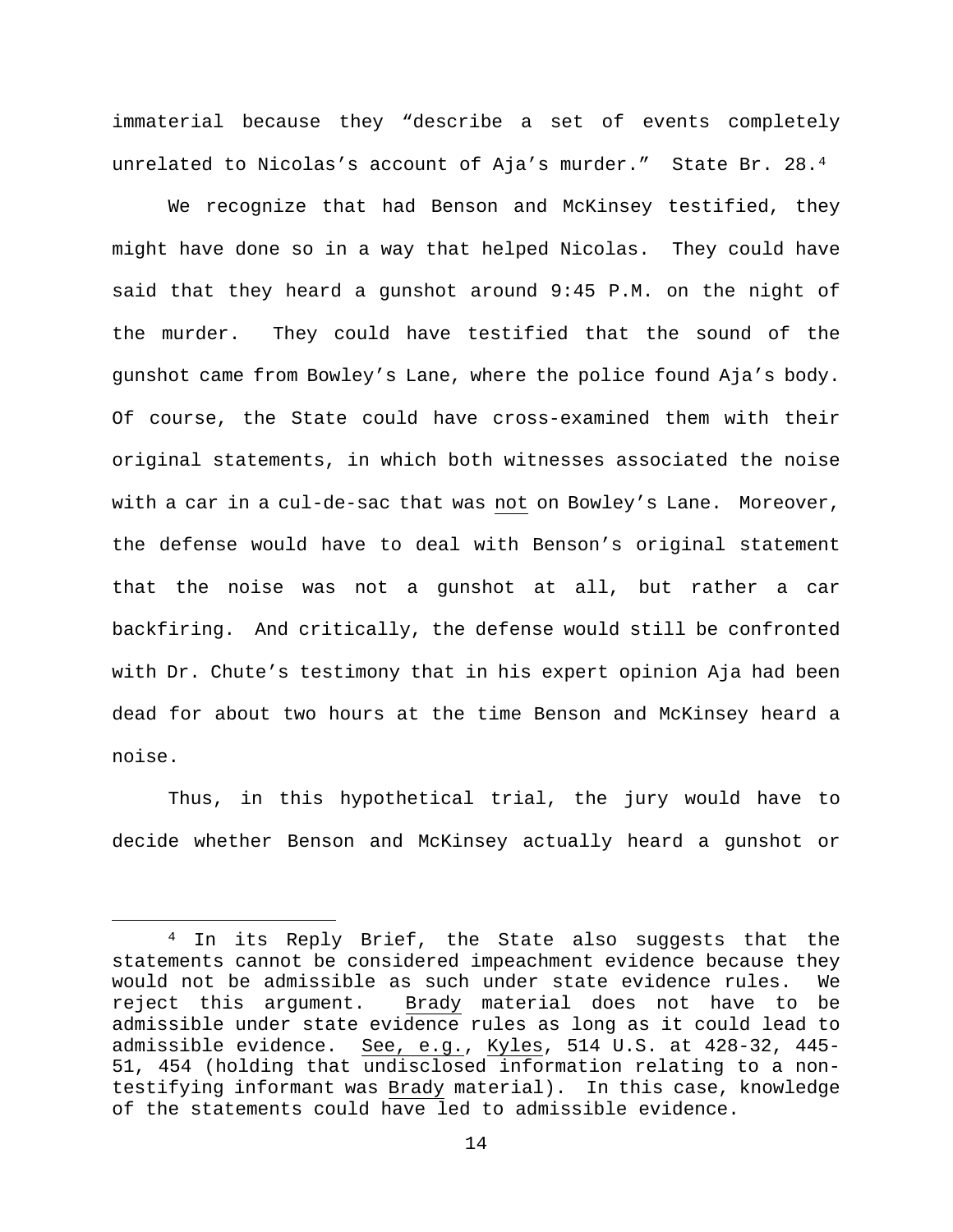immaterial because they "describe a set of events completely unrelated to Nicolas's account of Aja's murder." State Br. 28.[4]

We recognize that had Benson and McKinsey testified, they might have done so in a way that helped Nicolas. They could have said that they heard a gunshot around 9:45 P.M. on the night of the murder. They could have testified that the sound of the gunshot came from Bowley's Lane, where the police found Aja's body. Of course, the State could have cross-examined them with their original statements, in which both witnesses associated the noise with a car in a cul-de-sac that was not on Bowley's Lane. Moreover, the defense would have to deal with Benson's original statement that the noise was not a gunshot at all, but rather a car backfiring. And critically, the defense would still be confronted with Dr. Chute's testimony that in his expert opinion Aja had been dead for about two hours at the time Benson and McKinsey heard a noise.

Thus, in this hypothetical trial, the jury would have to decide whether Benson and McKinsey actually heard a gunshot or

---

[4] In its Reply Brief, the State also suggests that the statements cannot be considered impeachment evidence because they would not be admissible as such under state evidence rules. We reject this argument. Brady material does not have to be admissible under state evidence rules as long as it could lead to admissible evidence. See, e.g., Kyles, 514 U.S. at 428-32, 445-51, 454 (holding that undisclosed information relating to a non-testifying informant was Brady material). In this case, knowledge of the statements could have led to admissible evidence.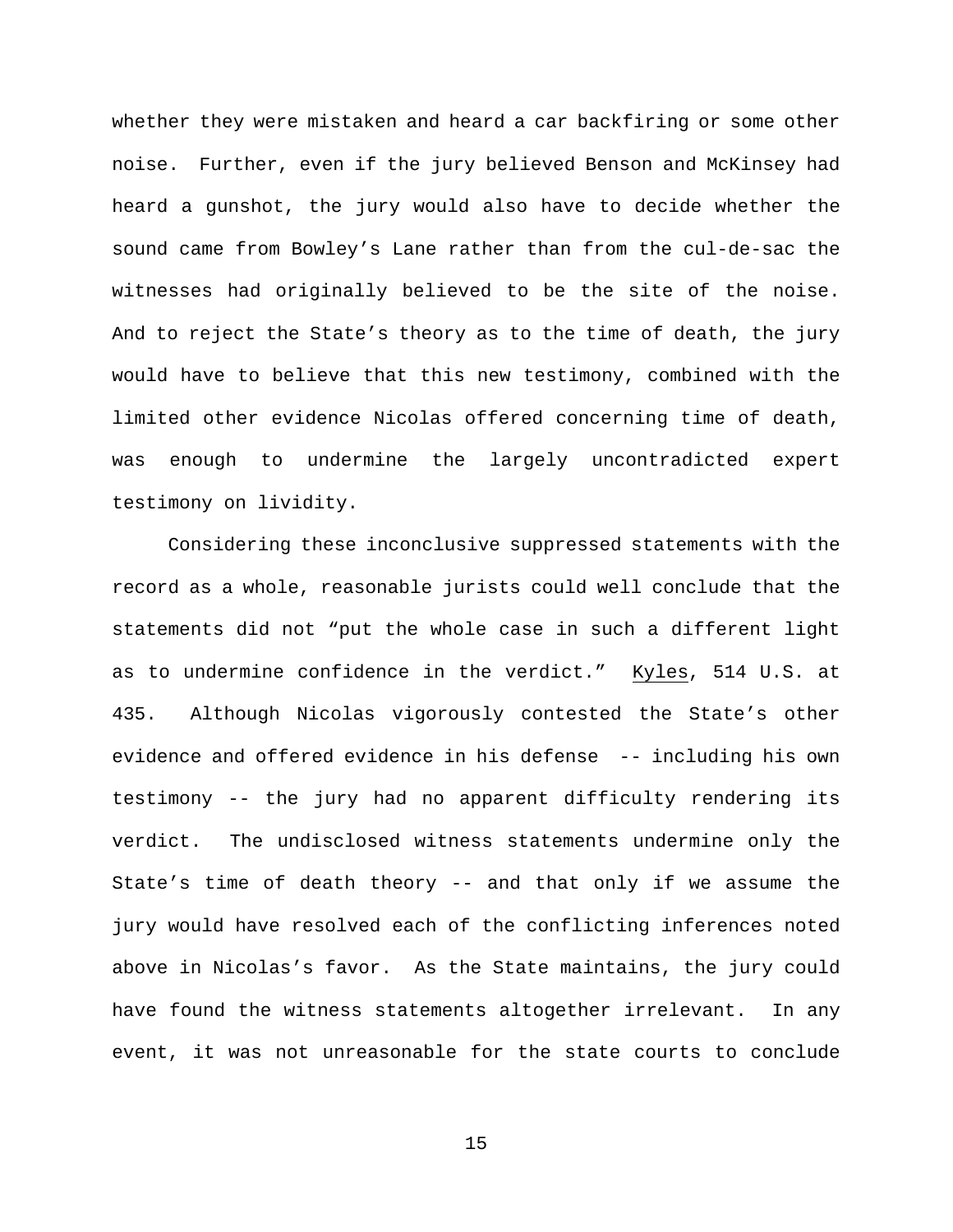whether they were mistaken and heard a car backfiring or some other noise. Further, even if the jury believed Benson and McKinsey had heard a gunshot, the jury would also have to decide whether the sound came from Bowley's Lane rather than from the cul-de-sac the witnesses had originally believed to be the site of the noise. And to reject the State's theory as to the time of death, the jury would have to believe that this new testimony, combined with the limited other evidence Nicolas offered concerning time of death, was enough to undermine the largely uncontradicted expert testimony on lividity.

Considering these inconclusive suppressed statements with the record as a whole, reasonable jurists could well conclude that the statements did not "put the whole case in such a different light as to undermine confidence in the verdict." Kyles, 514 U.S. at 435. Although Nicolas vigorously contested the State's other evidence and offered evidence in his defense -- including his own testimony -- the jury had no apparent difficulty rendering its verdict. The undisclosed witness statements undermine only the State's time of death theory -- and that only if we assume the jury would have resolved each of the conflicting inferences noted above in Nicolas's favor. As the State maintains, the jury could have found the witness statements altogether irrelevant. In any event, it was not unreasonable for the state courts to conclude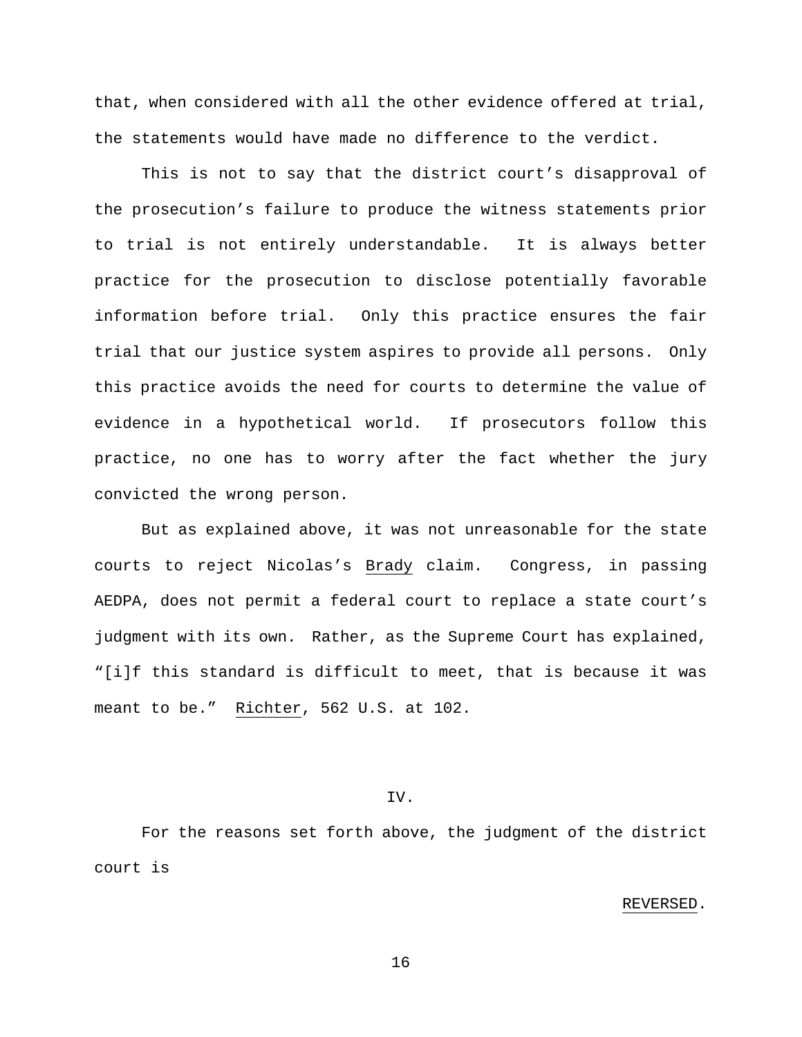that, when considered with all the other evidence offered at trial, the statements would have made no difference to the verdict.

This is not to say that the district court's disapproval of the prosecution's failure to produce the witness statements prior to trial is not entirely understandable. It is always better practice for the prosecution to disclose potentially favorable information before trial. Only this practice ensures the fair trial that our justice system aspires to provide all persons. Only this practice avoids the need for courts to determine the value of evidence in a hypothetical world. If prosecutors follow this practice, no one has to worry after the fact whether the jury convicted the wrong person.

But as explained above, it was not unreasonable for the state courts to reject Nicolas's Brady claim. Congress, in passing AEDPA, does not permit a federal court to replace a state court's judgment with its own. Rather, as the Supreme Court has explained, "[i]f this standard is difficult to meet, that is because it was meant to be." Richter, 562 U.S. at 102.

IV.

For the reasons set forth above, the judgment of the district court is

REVERSED.